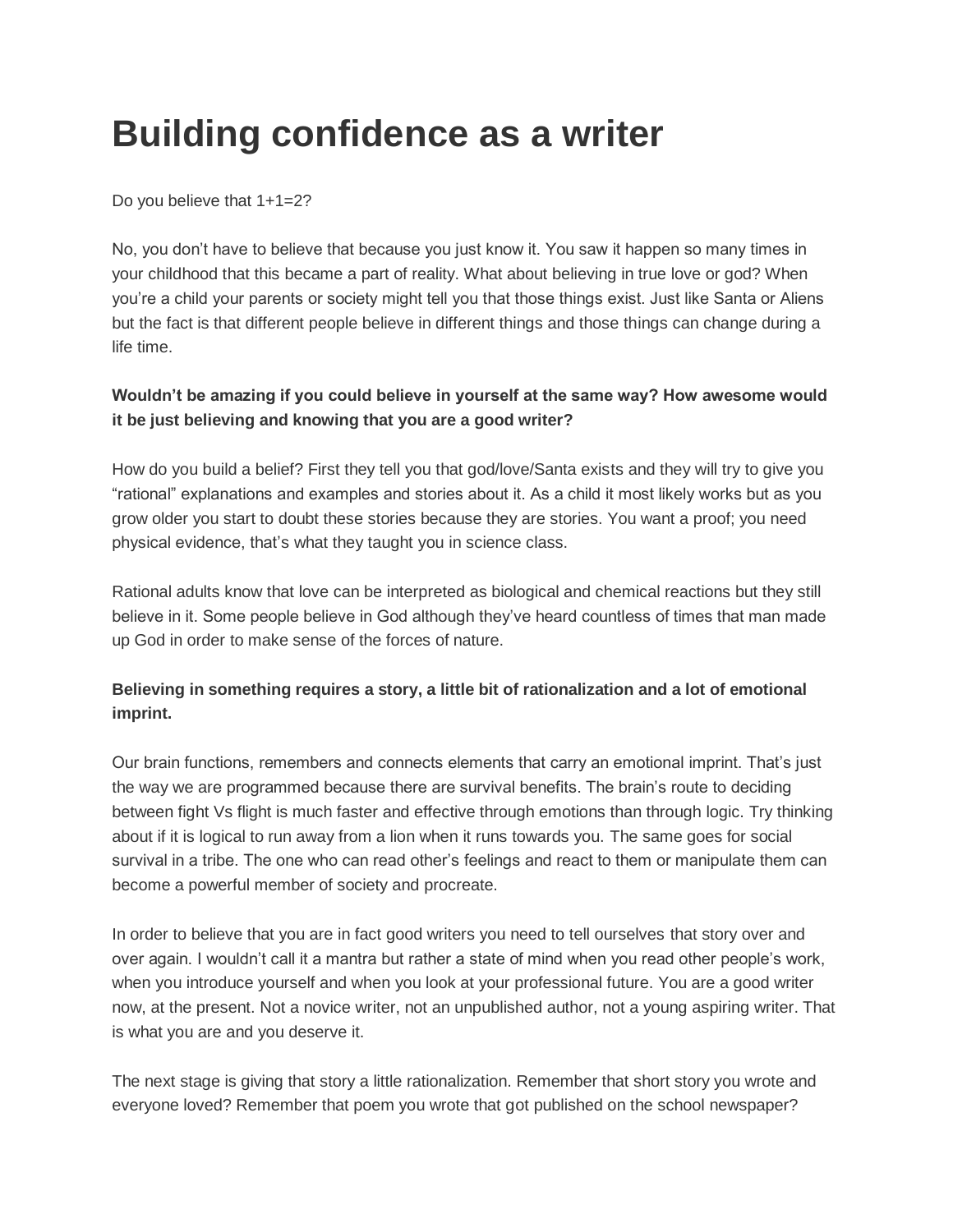# Building confidence as a writer

Do you believe that 1+1=2?

No, you don't have to believe that because you just know it. You saw it happen so many times in your childhood that this became a part of reality. What about believing in true love or god? When you're a child your parents or society might tell you that those things exist. Just like Santa or Aliens but the fact is that different people believe in different things and those things can change during a life time.

**Wouldn't be amazing if you could believe in yourself at the same way? How awesome would it be just believing and knowing that you are a good writer?**

How do you build a belief? First they tell you that god/love/Santa exists and they will try to give you "rational" explanations and examples and stories about it. As a child it most likely works but as you grow older you start to doubt these stories because they are stories. You want a proof; you need physical evidence, that's what they taught you in science class.

Rational adults know that love can be interpreted as biological and chemical reactions but they still believe in it. Some people believe in God although they've heard countless of times that man made up God in order to make sense of the forces of nature.

**Believing in something requires a story, a little bit of rationalization and a lot of emotional imprint.**

Our brain functions, remembers and connects elements that carry an emotional imprint. That's just the way we are programmed because there are survival benefits. The brain's route to deciding between fight Vs flight is much faster and effective through emotions than through logic. Try thinking about if it is logical to run away from a lion when it runs towards you. The same goes for social survival in a tribe. The one who can read other's feelings and react to them or manipulate them can become a powerful member of society and procreate.

In order to believe that you are in fact good writers you need to tell ourselves that story over and over again. I wouldn't call it a mantra but rather a state of mind when you read other people's work, when you introduce yourself and when you look at your professional future. You are a good writer now, at the present. Not a novice writer, not an unpublished author, not a young aspiring writer. That is what you are and you deserve it.

The next stage is giving that story a little rationalization. Remember that short story you wrote and everyone loved? Remember that poem you wrote that got published on the school newspaper?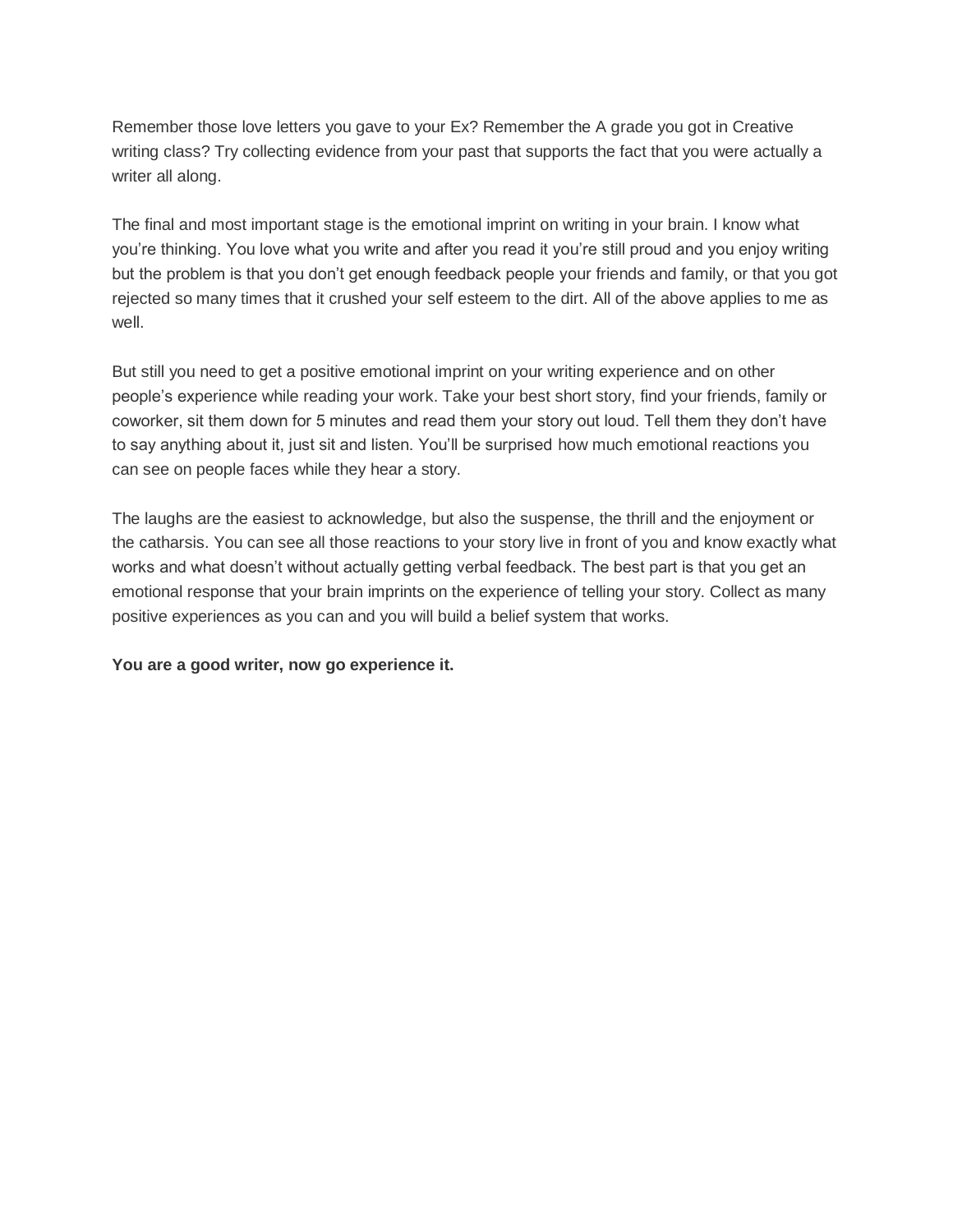Remember those love letters you gave to your Ex? Remember the A grade you got in Creative writing class? Try collecting evidence from your past that supports the fact that you were actually a writer all along.

The final and most important stage is the emotional imprint on writing in your brain. I know what you're thinking. You love what you write and after you read it you're still proud and you enjoy writing but the problem is that you don't get enough feedback people your friends and family, or that you got rejected so many times that it crushed your self esteem to the dirt. All of the above applies to me as well.

But still you need to get a positive emotional imprint on your writing experience and on other people's experience while reading your work. Take your best short story, find your friends, family or coworker, sit them down for 5 minutes and read them your story out loud. Tell them they don't have to say anything about it, just sit and listen. You'll be surprised how much emotional reactions you can see on people faces while they hear a story.

The laughs are the easiest to acknowledge, but also the suspense, the thrill and the enjoyment or the catharsis. You can see all those reactions to your story live in front of you and know exactly what works and what doesn't without actually getting verbal feedback. The best part is that you get an emotional response that your brain imprints on the experience of telling your story. Collect as many positive experiences as you can and you will build a belief system that works.

**You are a good writer, now go experience it.**